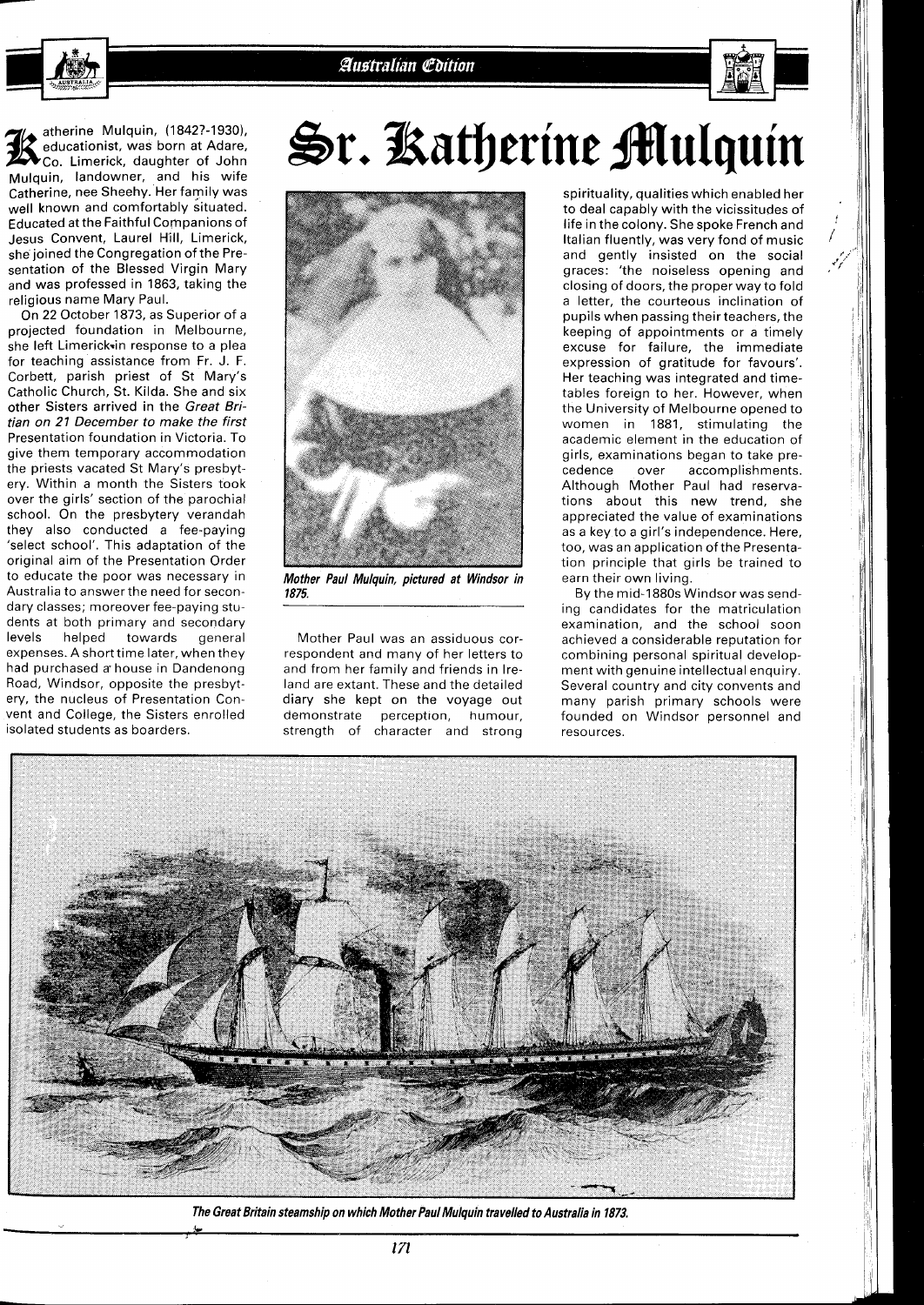# Sr. Katherine Mulquin

Katherine Mulquin, (1842?-1930), educationist, was born at Adare, Co. Limerick, daughter of John Mulquin, landowner, and his wife Catherine, nee Sheehy. Her family was well known and comfortably situated. Educated at the Faithful Companions of Jesus Convent, Laurel Hill, Limerick, she joined the Congregation of the Presentation of the Blessed Virgin Mary and was professed in 1863, taking the religious name Mary Paul.

On 22 October 1873, as Superior of a projected foundation in Melbourne, she left Limerick in response to a plea for teaching assistance from Fr. J. F. Corbett, parish priest of St Mary's Catholic Church, St. Kilda. She and six other Sisters arrived in the *Great Britian on 21 December to make the first* Presentation foundation in Victoria. To give them temporary accommodation the priests vacated St Mary's presbytery. Within a month the Sisters took over the girls' section of the parochial school. On the presbytery verandah they also conducted a fee-paying 'select school'. This adaptation of the original aim of the Presentation Order to educate the poor was necessary in Australia to answer the need for secondary classes; moreover fee-paying students at both primary and secondary levels helped towards general expenses. A short time later, when they had purchased a house in Dandenong Road, Windsor, opposite the presbytery, the nucleus of Presentation Convent and College, the Sisters enrolled isolated students as boarders.

*Mother Paul Mulquin, pictured at Windsor in 1875.*

Mother Paul was an assiduous correspondent and many of her letters to and from her family and friends in Ireland are extant. These and the detailed diary she kept on the voyage out demonstrate perception, humour, strength of character and strong spirituality, qualities which enabled her to deal capably with the vicissitudes of life in the colony. She spoke French and Italian fluently, was very fond of music and gently insisted on the social graces: 'the noiseless opening and closing of doors, the proper way to fold a letter, the courteous inclination of pupils when passing their teachers, the keeping of appointments or a timely excuse for failure, the immediate expression of gratitude for favours'. Her teaching was integrated and timetables foreign to her. However, when the University of Melbourne opened to women in 1881, stimulating the academic element in the education of girls, examinations began to take precedence over accomplishments. Although Mother Paul had reservations about this new trend, she appreciated the value of examinations as a key to a girl's independence. Here, too, was an application of the Presentation principle that girls be trained to earn their own living.

By the mid-1880s Windsor was sending candidates for the matriculation examination, and the school soon achieved a considerable reputation for combining personal spiritual development with genuine intellectual enquiry. Several country and city convents and many parish primary schools were founded on Windsor personnel and resources.

*The Great Britain steamship on which Mother Paul Mulquin travelled to Australia in 1873.*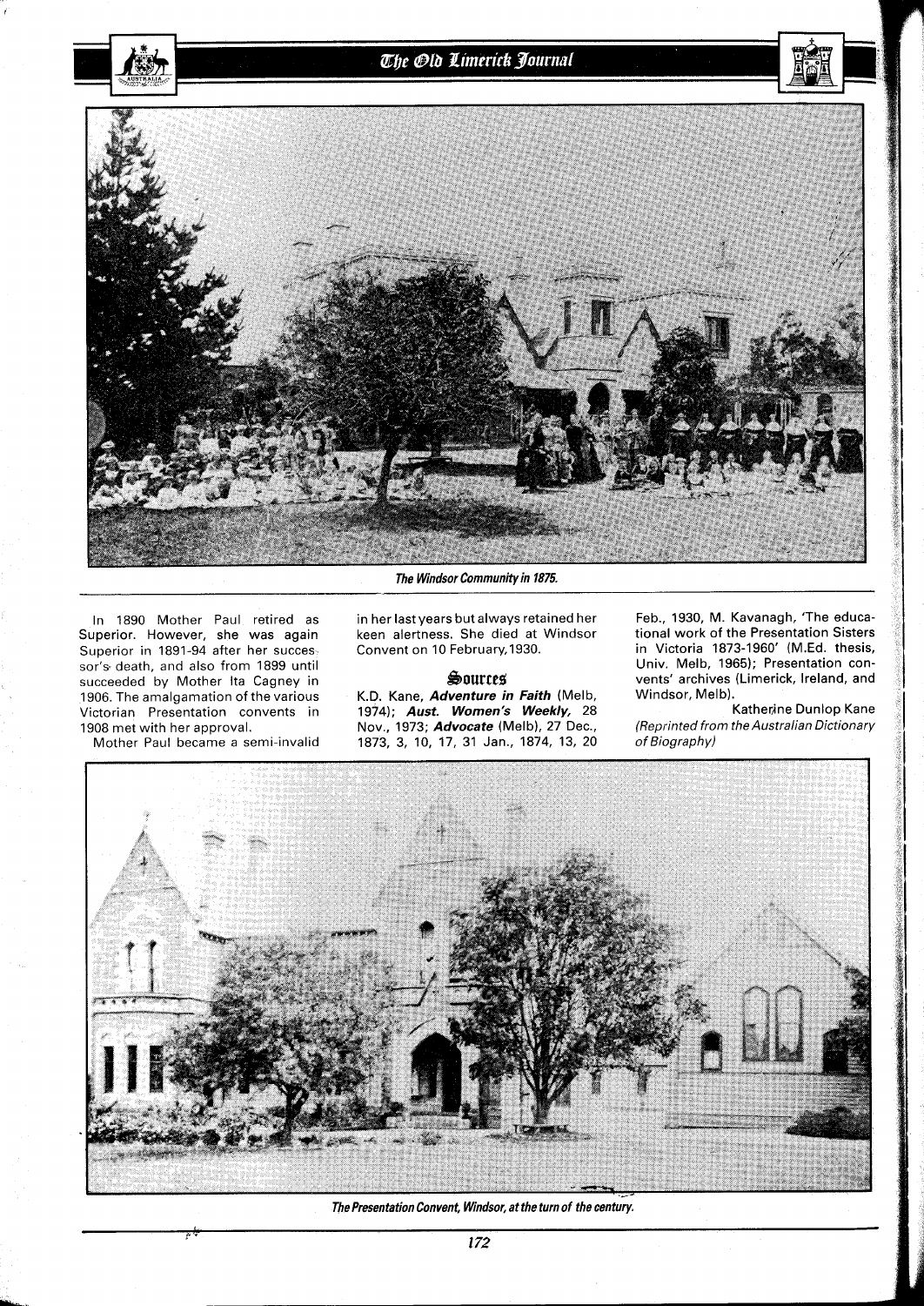The Windsor Community in 1875.

In 1890 Mother Paul retired as Superior. However, she was again Superior in 1891-94 after her successor's death, and also from 1899 until succeeded by Mother Ita Cagney in 1906. The amalgamation of the various Victorian Presentation convents in 1908 met with her approval.

Mother Paul became a semi-invalid in her last years but always retained her keen alertness. She died at Windsor Convent on 10 February, 1930.

## Sources

K.D. Kane, ***Adventure in Faith*** (Melb, 1974); ***Aust. Women's Weekly,*** 28 Nov., 1973; ***Advocate*** (Melb), 27 Dec., 1873, 3, 10, 17, 31 Jan., 1874, 13, 20 Feb., 1930, M. Kavanagh, 'The educational work of the Presentation Sisters in Victoria 1873-1960' (M.Ed. thesis, Univ. Melb, 1965); Presentation convents' archives (Limerick, Ireland, and Windsor, Melb).

Katherine Dunlop Kane

*(Reprinted from the Australian Dictionary of Biography)*

The Presentation Convent, Windsor, at the turn of the century.